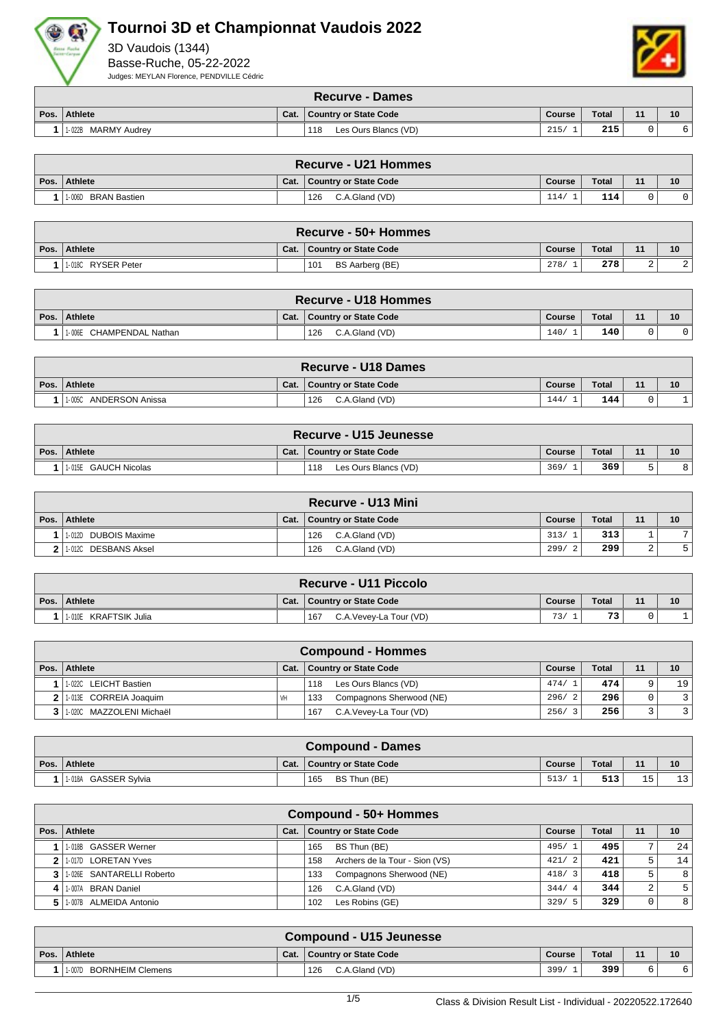# Tournoi 3D et Championnat Vaudois 2022

3D Vaudois (1344)
Basse-Ruche, 05-22-2022
Judges: MEYLAN Florence, PENDVILLE Cédric

## Recurve - Dames

| Pos. | Athlete | Cat. | Country or State Code | Course | Total | 11 | 10 |
|---|---|---|---|---|---|---|---|
| 1 | 1-022B MARMY Audrey | | 118 Les Ours Blancs (VD) | 215/ 1 | 215 | 0 | 6 |

## Recurve - U21 Hommes

| Pos. | Athlete | Cat. | Country or State Code | Course | Total | 11 | 10 |
|---|---|---|---|---|---|---|---|
| 1 | 1-006D BRAN Bastien | | 126 C.A.Gland (VD) | 114/ 1 | 114 | 0 | 0 |

## Recurve - 50+ Hommes

| Pos. | Athlete | Cat. | Country or State Code | Course | Total | 11 | 10 |
|---|---|---|---|---|---|---|---|
| 1 | 1-018C RYSER Peter | | 101 BS Aarberg (BE) | 278/ 1 | 278 | 2 | 2 |

## Recurve - U18 Hommes

| Pos. | Athlete | Cat. | Country or State Code | Course | Total | 11 | 10 |
|---|---|---|---|---|---|---|---|
| 1 | 1-006E CHAMPENDAL Nathan | | 126 C.A.Gland (VD) | 140/ 1 | 140 | 0 | 0 |

## Recurve - U18 Dames

| Pos. | Athlete | Cat. | Country or State Code | Course | Total | 11 | 10 |
|---|---|---|---|---|---|---|---|
| 1 | 1-005C ANDERSON Anissa | | 126 C.A.Gland (VD) | 144/ 1 | 144 | 0 | 1 |

## Recurve - U15 Jeunesse

| Pos. | Athlete | Cat. | Country or State Code | Course | Total | 11 | 10 |
|---|---|---|---|---|---|---|---|
| 1 | 1-015E GAUCH Nicolas | | 118 Les Ours Blancs (VD) | 369/ 1 | 369 | 5 | 8 |

## Recurve - U13 Mini

| Pos. | Athlete | Cat. | Country or State Code | Course | Total | 11 | 10 |
|---|---|---|---|---|---|---|---|
| 1 | 1-012D DUBOIS Maxime | | 126 C.A.Gland (VD) | 313/ 1 | 313 | 1 | 7 |
| 2 | 1-012C DESBANS Aksel | | 126 C.A.Gland (VD) | 299/ 2 | 299 | 2 | 5 |

## Recurve - U11 Piccolo

| Pos. | Athlete | Cat. | Country or State Code | Course | Total | 11 | 10 |
|---|---|---|---|---|---|---|---|
| 1 | 1-010E KRAFTSIK Julia | | 167 C.A.Vevey-La Tour (VD) | 73/ 1 | 73 | 0 | 1 |

## Compound - Hommes

| Pos. | Athlete | Cat. | Country or State Code | Course | Total | 11 | 10 |
|---|---|---|---|---|---|---|---|
| 1 | 1-022C LEICHT Bastien | | 118 Les Ours Blancs (VD) | 474/ 1 | 474 | 9 | 19 |
| 2 | 1-013E CORREIA Joaquim | VH | 133 Compagnons Sherwood (NE) | 296/ 2 | 296 | 0 | 3 |
| 3 | 1-020C MAZZOLENI Michaël | | 167 C.A.Vevey-La Tour (VD) | 256/ 3 | 256 | 3 | 3 |

## Compound - Dames

| Pos. | Athlete | Cat. | Country or State Code | Course | Total | 11 | 10 |
|---|---|---|---|---|---|---|---|
| 1 | 1-018A GASSER Sylvia | | 165 BS Thun (BE) | 513/ 1 | 513 | 15 | 13 |

## Compound - 50+ Hommes

| Pos. | Athlete | Cat. | Country or State Code | Course | Total | 11 | 10 |
|---|---|---|---|---|---|---|---|
| 1 | 1-018B GASSER Werner | | 165 BS Thun (BE) | 495/ 1 | 495 | 7 | 24 |
| 2 | 1-017D LORETAN Yves | | 158 Archers de la Tour - Sion (VS) | 421/ 2 | 421 | 5 | 14 |
| 3 | 1-026E SANTARELLI Roberto | | 133 Compagnons Sherwood (NE) | 418/ 3 | 418 | 5 | 8 |
| 4 | 1-007A BRAN Daniel | | 126 C.A.Gland (VD) | 344/ 4 | 344 | 2 | 5 |
| 5 | 1-007B ALMEIDA Antonio | | 102 Les Robins (GE) | 329/ 5 | 329 | 0 | 8 |

## Compound - U15 Jeunesse

| Pos. | Athlete | Cat. | Country or State Code | Course | Total | 11 | 10 |
|---|---|---|---|---|---|---|---|
| 1 | 1-007D BORNHEIM Clemens | | 126 C.A.Gland (VD) | 399/ 1 | 399 | 6 | 6 |

Class & Division Result List - Individual - 20220522.172640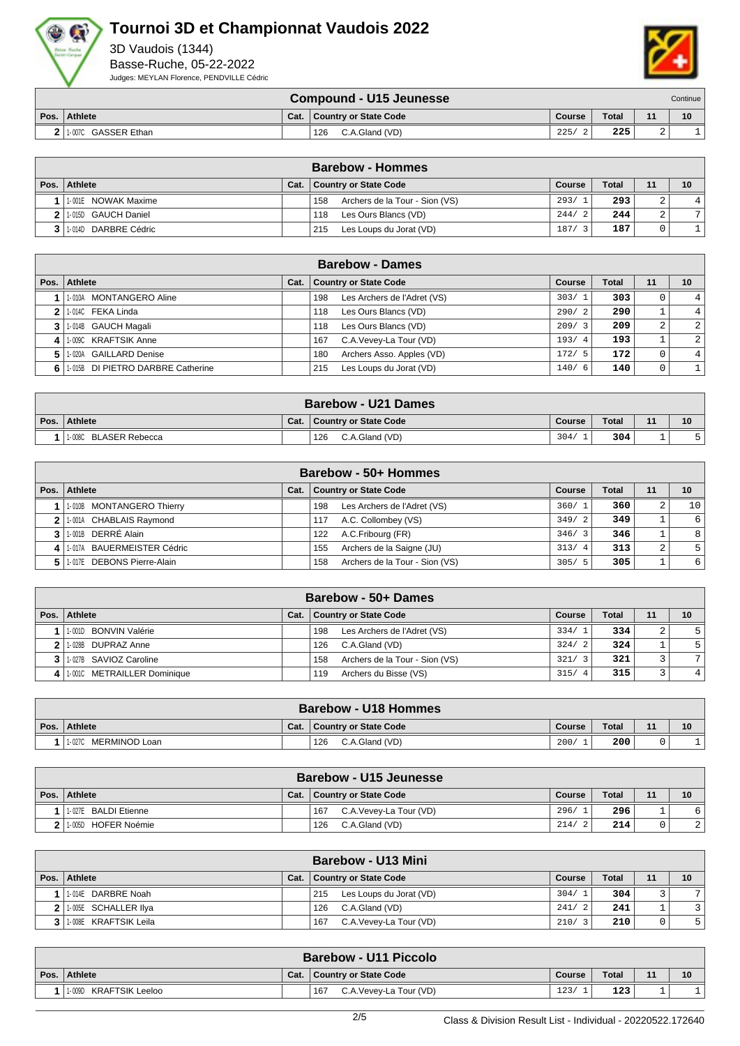# Tournoi 3D et Championnat Vaudois 2022

3D Vaudois (1344)
Basse-Ruche, 05-22-2022
Judges: MEYLAN Florence, PENDVILLE Cédric

## Compound - U15 Jeunesse

Continue

| Pos. | Athlete | Cat. | Country or State Code | Course | Total | 11 | 10 |
|---|---|---|---|---|---|---|---|
| 2 | 1-007C GASSER Ethan | | 126 C.A.Gland (VD) | 225/ 2 | 225 | 2 | 1 |

## Barebow - Hommes

| Pos. | Athlete | Cat. | Country or State Code | Course | Total | 11 | 10 |
|---|---|---|---|---|---|---|---|
| 1 | 1-001E NOWAK Maxime | | 158 Archers de la Tour - Sion (VS) | 293/ 1 | 293 | 2 | 4 |
| 2 | 1-015D GAUCH Daniel | | 118 Les Ours Blancs (VD) | 244/ 2 | 244 | 2 | 7 |
| 3 | 1-014D DARBRE Cédric | | 215 Les Loups du Jorat (VD) | 187/ 3 | 187 | 0 | 1 |

## Barebow - Dames

| Pos. | Athlete | Cat. | Country or State Code | Course | Total | 11 | 10 |
|---|---|---|---|---|---|---|---|
| 1 | 1-010A MONTANGERO Aline | | 198 Les Archers de l'Adret (VS) | 303/ 1 | 303 | 0 | 4 |
| 2 | 1-014C FEKA Linda | | 118 Les Ours Blancs (VD) | 290/ 2 | 290 | 1 | 4 |
| 3 | 1-014B GAUCH Magali | | 118 Les Ours Blancs (VD) | 209/ 3 | 209 | 2 | 2 |
| 4 | 1-009C KRAFTSIK Anne | | 167 C.A.Vevey-La Tour (VD) | 193/ 4 | 193 | 1 | 2 |
| 5 | 1-020A GAILLARD Denise | | 180 Archers Asso. Apples (VD) | 172/ 5 | 172 | 0 | 4 |
| 6 | 1-015B DI PIETRO DARBRE Catherine | | 215 Les Loups du Jorat (VD) | 140/ 6 | 140 | 0 | 1 |

## Barebow - U21 Dames

| Pos. | Athlete | Cat. | Country or State Code | Course | Total | 11 | 10 |
|---|---|---|---|---|---|---|---|
| 1 | 1-008C BLASER Rebecca | | 126 C.A.Gland (VD) | 304/ 1 | 304 | 1 | 5 |

## Barebow - 50+ Hommes

| Pos. | Athlete | Cat. | Country or State Code | Course | Total | 11 | 10 |
|---|---|---|---|---|---|---|---|
| 1 | 1-010B MONTANGERO Thierry | | 198 Les Archers de l'Adret (VS) | 360/ 1 | 360 | 2 | 10 |
| 2 | 1-001A CHABLAIS Raymond | | 117 A.C. Collombey (VS) | 349/ 2 | 349 | 1 | 6 |
| 3 | 1-001B DERRÉ Alain | | 122 A.C.Fribourg (FR) | 346/ 3 | 346 | 1 | 8 |
| 4 | 1-017A BAUERMEISTER Cédric | | 155 Archers de la Saigne (JU) | 313/ 4 | 313 | 2 | 5 |
| 5 | 1-017E DEBONS Pierre-Alain | | 158 Archers de la Tour - Sion (VS) | 305/ 5 | 305 | 1 | 6 |

## Barebow - 50+ Dames

| Pos. | Athlete | Cat. | Country or State Code | Course | Total | 11 | 10 |
|---|---|---|---|---|---|---|---|
| 1 | 1-001D BONVIN Valérie | | 198 Les Archers de l'Adret (VS) | 334/ 1 | 334 | 2 | 5 |
| 2 | 1-028B DUPRAZ Anne | | 126 C.A.Gland (VD) | 324/ 2 | 324 | 1 | 5 |
| 3 | 1-027B SAVIOZ Caroline | | 158 Archers de la Tour - Sion (VS) | 321/ 3 | 321 | 3 | 7 |
| 4 | 1-001C METRAILLER Dominique | | 119 Archers du Bisse (VS) | 315/ 4 | 315 | 3 | 4 |

## Barebow - U18 Hommes

| Pos. | Athlete | Cat. | Country or State Code | Course | Total | 11 | 10 |
|---|---|---|---|---|---|---|---|
| 1 | 1-027C MERMINOD Loan | | 126 C.A.Gland (VD) | 200/ 1 | 200 | 0 | 1 |

## Barebow - U15 Jeunesse

| Pos. | Athlete | Cat. | Country or State Code | Course | Total | 11 | 10 |
|---|---|---|---|---|---|---|---|
| 1 | 1-027E BALDI Etienne | | 167 C.A.Vevey-La Tour (VD) | 296/ 1 | 296 | 1 | 6 |
| 2 | 1-005D HOFER Noémie | | 126 C.A.Gland (VD) | 214/ 2 | 214 | 0 | 2 |

## Barebow - U13 Mini

| Pos. | Athlete | Cat. | Country or State Code | Course | Total | 11 | 10 |
|---|---|---|---|---|---|---|---|
| 1 | 1-014E DARBRE Noah | | 215 Les Loups du Jorat (VD) | 304/ 1 | 304 | 3 | 7 |
| 2 | 1-005E SCHALLER Ilya | | 126 C.A.Gland (VD) | 241/ 2 | 241 | 1 | 3 |
| 3 | 1-008E KRAFTSIK Leila | | 167 C.A.Vevey-La Tour (VD) | 210/ 3 | 210 | 0 | 5 |

## Barebow - U11 Piccolo

| Pos. | Athlete | Cat. | Country or State Code | Course | Total | 11 | 10 |
|---|---|---|---|---|---|---|---|
| 1 | 1-009D KRAFTSIK Leeloo | | 167 C.A.Vevey-La Tour (VD) | 123/ 1 | 123 | 1 | 1 |

Class & Division Result List - Individual - 20220522.172640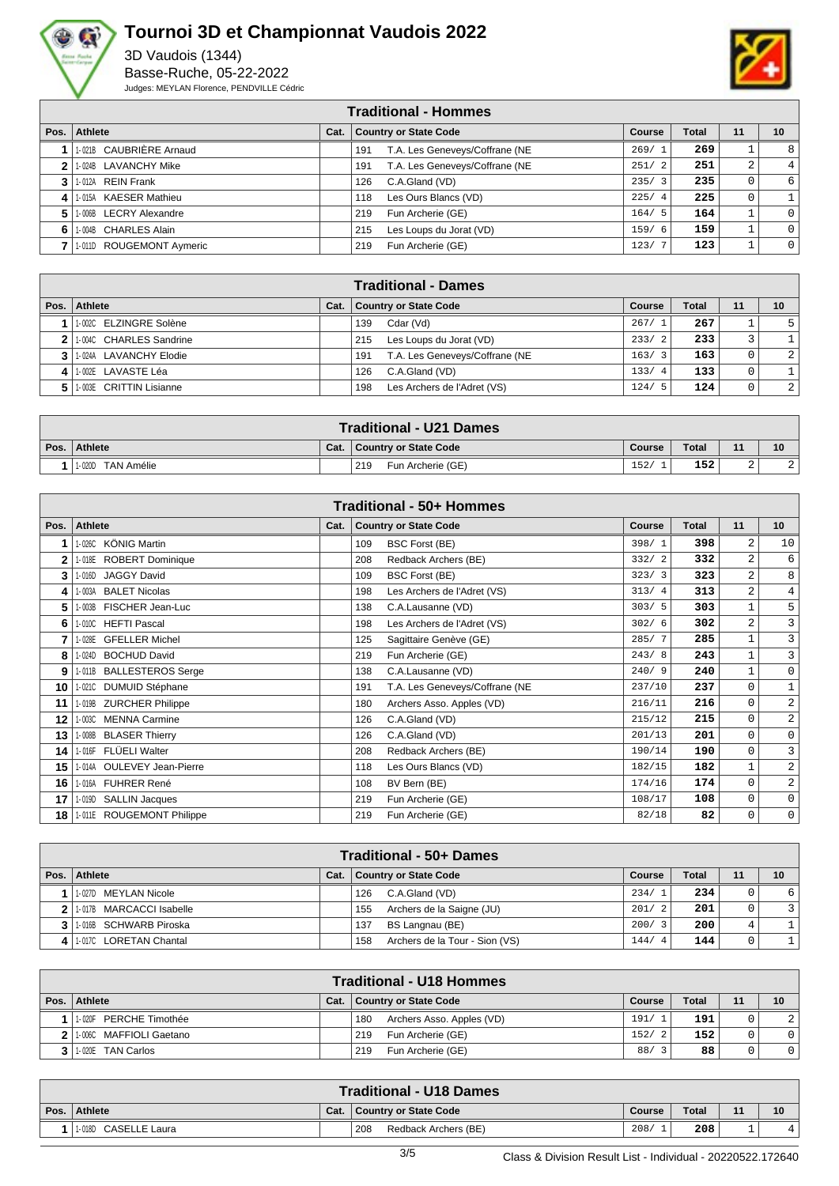# Tournoi 3D et Championnat Vaudois 2022

3D Vaudois (1344)
Basse-Ruche, 05-22-2022
Judges: MEYLAN Florence, PENDVILLE Cédric

## Traditional - Hommes

| Pos. | Athlete | Cat. | Country or State Code | Course | Total | 11 | 10 |
|---|---|---|---|---|---|---|---|
| 1 | 1-021B CAUBRIÈRE Arnaud | | 191 T.A. Les Geneveys/Coffrane (NE | 269/ 1 | 269 | 1 | 8 |
| 2 | 1-024B LAVANCHY Mike | | 191 T.A. Les Geneveys/Coffrane (NE | 251/ 2 | 251 | 2 | 4 |
| 3 | 1-012A REIN Frank | | 126 C.A.Gland (VD) | 235/ 3 | 235 | 0 | 6 |
| 4 | 1-015A KAESER Mathieu | | 118 Les Ours Blancs (VD) | 225/ 4 | 225 | 0 | 1 |
| 5 | 1-006B LECRY Alexandre | | 219 Fun Archerie (GE) | 164/ 5 | 164 | 1 | 0 |
| 6 | 1-004B CHARLES Alain | | 215 Les Loups du Jorat (VD) | 159/ 6 | 159 | 1 | 0 |
| 7 | 1-011D ROUGEMONT Aymeric | | 219 Fun Archerie (GE) | 123/ 7 | 123 | 1 | 0 |

## Traditional - Dames

| Pos. | Athlete | Cat. | Country or State Code | Course | Total | 11 | 10 |
|---|---|---|---|---|---|---|---|
| 1 | 1-002C ELZINGRE Solène | | 139 Cdar (Vd) | 267/ 1 | 267 | 1 | 5 |
| 2 | 1-004C CHARLES Sandrine | | 215 Les Loups du Jorat (VD) | 233/ 2 | 233 | 3 | 1 |
| 3 | 1-024A LAVANCHY Elodie | | 191 T.A. Les Geneveys/Coffrane (NE | 163/ 3 | 163 | 0 | 2 |
| 4 | 1-002E LAVASTE Léa | | 126 C.A.Gland (VD) | 133/ 4 | 133 | 0 | 1 |
| 5 | 1-003E CRITTIN Lisianne | | 198 Les Archers de l'Adret (VS) | 124/ 5 | 124 | 0 | 2 |

## Traditional - U21 Dames

| Pos. | Athlete | Cat. | Country or State Code | Course | Total | 11 | 10 |
|---|---|---|---|---|---|---|---|
| 1 | 1-020D TAN Amélie | | 219 Fun Archerie (GE) | 152/ 1 | 152 | 2 | 2 |

## Traditional - 50+ Hommes

| Pos. | Athlete | Cat. | Country or State Code | Course | Total | 11 | 10 |
|---|---|---|---|---|---|---|---|
| 1 | 1-026C KÖNIG Martin | | 109 BSC Forst (BE) | 398/ 1 | 398 | 2 | 10 |
| 2 | 1-018E ROBERT Dominique | | 208 Redback Archers (BE) | 332/ 2 | 332 | 2 | 6 |
| 3 | 1-016D JAGGY David | | 109 BSC Forst (BE) | 323/ 3 | 323 | 2 | 8 |
| 4 | 1-003A BALET Nicolas | | 198 Les Archers de l'Adret (VS) | 313/ 4 | 313 | 2 | 4 |
| 5 | 1-003B FISCHER Jean-Luc | | 138 C.A.Lausanne (VD) | 303/ 5 | 303 | 1 | 5 |
| 6 | 1-010C HEFTI Pascal | | 198 Les Archers de l'Adret (VS) | 302/ 6 | 302 | 2 | 3 |
| 7 | 1-028E GFELLER Michel | | 125 Sagittaire Genève (GE) | 285/ 7 | 285 | 1 | 3 |
| 8 | 1-024D BOCHUD David | | 219 Fun Archerie (GE) | 243/ 8 | 243 | 1 | 3 |
| 9 | 1-011B BALLESTEROS Serge | | 138 C.A.Lausanne (VD) | 240/ 9 | 240 | 1 | 0 |
| 10 | 1-021C DUMUID Stéphane | | 191 T.A. Les Geneveys/Coffrane (NE | 237/10 | 237 | 0 | 1 |
| 11 | 1-019B ZURCHER Philippe | | 180 Archers Asso. Apples (VD) | 216/11 | 216 | 0 | 2 |
| 12 | 1-003C MENNA Carmine | | 126 C.A.Gland (VD) | 215/12 | 215 | 0 | 2 |
| 13 | 1-008B BLASER Thierry | | 126 C.A.Gland (VD) | 201/13 | 201 | 0 | 0 |
| 14 | 1-016F FLÜELI Walter | | 208 Redback Archers (BE) | 190/14 | 190 | 0 | 3 |
| 15 | 1-014A OULEVEY Jean-Pierre | | 118 Les Ours Blancs (VD) | 182/15 | 182 | 1 | 2 |
| 16 | 1-016A FUHRER René | | 108 BV Bern (BE) | 174/16 | 174 | 0 | 2 |
| 17 | 1-019D SALLIN Jacques | | 219 Fun Archerie (GE) | 108/17 | 108 | 0 | 0 |
| 18 | 1-011E ROUGEMONT Philippe | | 219 Fun Archerie (GE) | 82/18 | 82 | 0 | 0 |

## Traditional - 50+ Dames

| Pos. | Athlete | Cat. | Country or State Code | Course | Total | 11 | 10 |
|---|---|---|---|---|---|---|---|
| 1 | 1-027D MEYLAN Nicole | | 126 C.A.Gland (VD) | 234/ 1 | 234 | 0 | 6 |
| 2 | 1-017B MARCACCI Isabelle | | 155 Archers de la Saigne (JU) | 201/ 2 | 201 | 0 | 3 |
| 3 | 1-016B SCHWARB Piroska | | 137 BS Langnau (BE) | 200/ 3 | 200 | 4 | 1 |
| 4 | 1-017C LORETAN Chantal | | 158 Archers de la Tour - Sion (VS) | 144/ 4 | 144 | 0 | 1 |

## Traditional - U18 Hommes

| Pos. | Athlete | Cat. | Country or State Code | Course | Total | 11 | 10 |
|---|---|---|---|---|---|---|---|
| 1 | 1-020F PERCHE Timothée | | 180 Archers Asso. Apples (VD) | 191/ 1 | 191 | 0 | 2 |
| 2 | 1-006C MAFFIOLI Gaetano | | 219 Fun Archerie (GE) | 152/ 2 | 152 | 0 | 0 |
| 3 | 1-020E TAN Carlos | | 219 Fun Archerie (GE) | 88/ 3 | 88 | 0 | 0 |

## Traditional - U18 Dames

| Pos. | Athlete | Cat. | Country or State Code | Course | Total | 11 | 10 |
|---|---|---|---|---|---|---|---|
| 1 | 1-018D CASELLE Laura | | 208 Redback Archers (BE) | 208/ 1 | 208 | 1 | 4 |

Class & Division Result List - Individual - 20220522.172640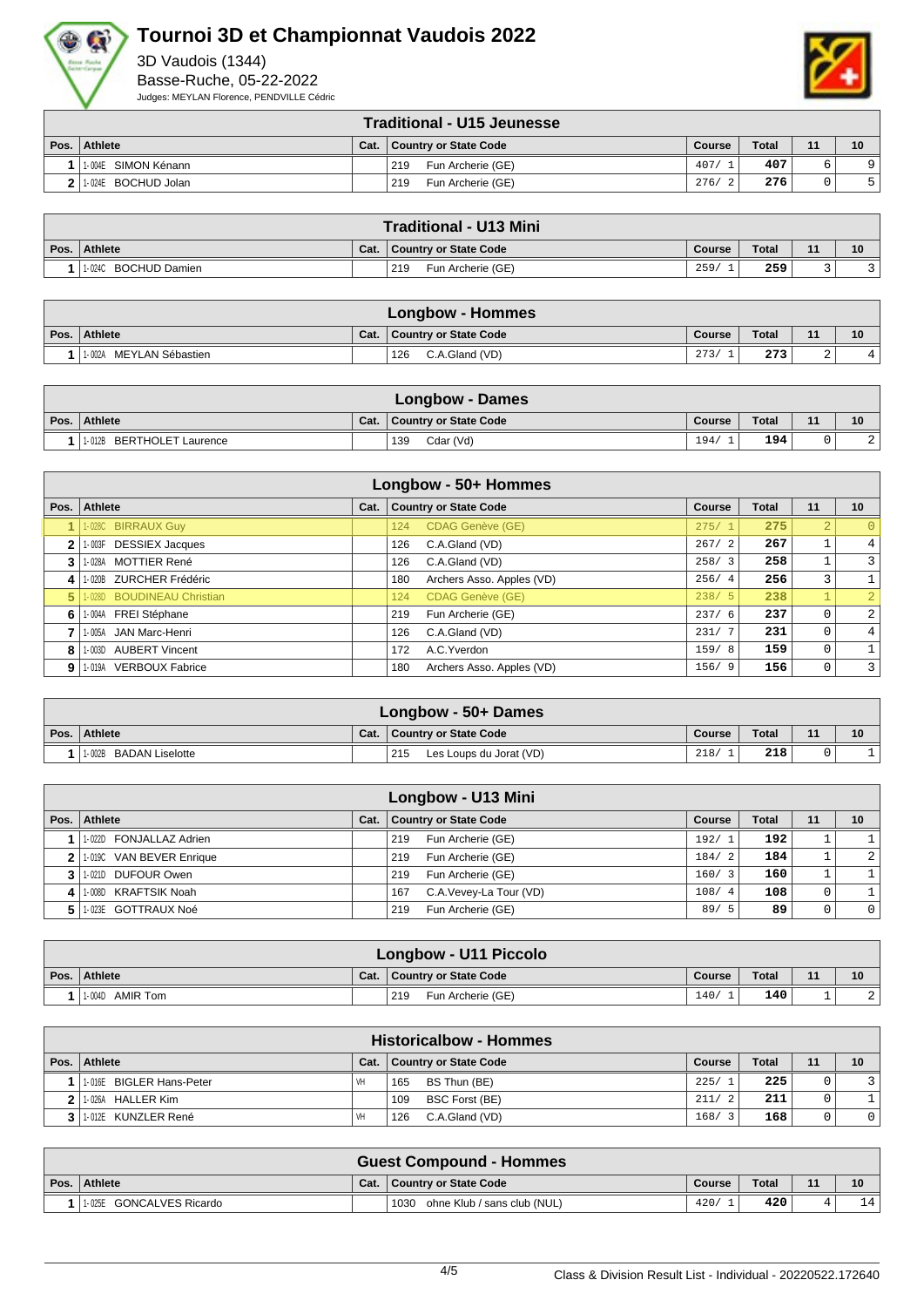# Tournoi 3D et Championnat Vaudois 2022

3D Vaudois (1344)
Basse-Ruche, 05-22-2022
Judges: MEYLAN Florence, PENDVILLE Cédric

## Traditional - U15 Jeunesse

| Pos. | Athlete | Cat. | Country or State Code | Course | Total | 11 | 10 |
|---|---|---|---|---|---|---|---|
| 1 | 1-004E SIMON Kénann | | 219 Fun Archerie (GE) | 407/ 1 | 407 | 6 | 9 |
| 2 | 1-024E BOCHUD Jolan | | 219 Fun Archerie (GE) | 276/ 2 | 276 | 0 | 5 |

## Traditional - U13 Mini

| Pos. | Athlete | Cat. | Country or State Code | Course | Total | 11 | 10 |
|---|---|---|---|---|---|---|---|
| 1 | 1-024C BOCHUD Damien | | 219 Fun Archerie (GE) | 259/ 1 | 259 | 3 | 3 |

## Longbow - Hommes

| Pos. | Athlete | Cat. | Country or State Code | Course | Total | 11 | 10 |
|---|---|---|---|---|---|---|---|
| 1 | 1-002A MEYLAN Sébastien | | 126 C.A.Gland (VD) | 273/ 1 | 273 | 2 | 4 |

## Longbow - Dames

| Pos. | Athlete | Cat. | Country or State Code | Course | Total | 11 | 10 |
|---|---|---|---|---|---|---|---|
| 1 | 1-012B BERTHOLET Laurence | | 139 Cdar (Vd) | 194/ 1 | 194 | 0 | 2 |

## Longbow - 50+ Hommes

| Pos. | Athlete | Cat. | Country or State Code | Course | Total | 11 | 10 |
|---|---|---|---|---|---|---|---|
| 1 | 1-028C BIRRAUX Guy | | 124 CDAG Genève (GE) | 275/ 1 | 275 | 2 | 0 |
| 2 | 1-003F DESSIEX Jacques | | 126 C.A.Gland (VD) | 267/ 2 | 267 | 1 | 4 |
| 3 | 1-028A MOTTIER René | | 126 C.A.Gland (VD) | 258/ 3 | 258 | 1 | 3 |
| 4 | 1-020B ZURCHER Frédéric | | 180 Archers Asso. Apples (VD) | 256/ 4 | 256 | 3 | 1 |
| 5 | 1-028D BOUDINEAU Christian | | 124 CDAG Genève (GE) | 238/ 5 | 238 | 1 | 2 |
| 6 | 1-004A FREI Stéphane | | 219 Fun Archerie (GE) | 237/ 6 | 237 | 0 | 2 |
| 7 | 1-005A JAN Marc-Henri | | 126 C.A.Gland (VD) | 231/ 7 | 231 | 0 | 4 |
| 8 | 1-003D AUBERT Vincent | | 172 A.C.Yverdon | 159/ 8 | 159 | 0 | 1 |
| 9 | 1-019A VERBOUX Fabrice | | 180 Archers Asso. Apples (VD) | 156/ 9 | 156 | 0 | 3 |

## Longbow - 50+ Dames

| Pos. | Athlete | Cat. | Country or State Code | Course | Total | 11 | 10 |
|---|---|---|---|---|---|---|---|
| 1 | 1-002B BADAN Liselotte | | 215 Les Loups du Jorat (VD) | 218/ 1 | 218 | 0 | 1 |

## Longbow - U13 Mini

| Pos. | Athlete | Cat. | Country or State Code | Course | Total | 11 | 10 |
|---|---|---|---|---|---|---|---|
| 1 | 1-022D FONJALLAZ Adrien | | 219 Fun Archerie (GE) | 192/ 1 | 192 | 1 | 1 |
| 2 | 1-019C VAN BEVER Enrique | | 219 Fun Archerie (GE) | 184/ 2 | 184 | 1 | 2 |
| 3 | 1-021D DUFOUR Owen | | 219 Fun Archerie (GE) | 160/ 3 | 160 | 1 | 1 |
| 4 | 1-008D KRAFTSIK Noah | | 167 C.A.Vevey-La Tour (VD) | 108/ 4 | 108 | 0 | 1 |
| 5 | 1-023E GOTTRAUX Noé | | 219 Fun Archerie (GE) | 89/ 5 | 89 | 0 | 0 |

## Longbow - U11 Piccolo

| Pos. | Athlete | Cat. | Country or State Code | Course | Total | 11 | 10 |
|---|---|---|---|---|---|---|---|
| 1 | 1-004D AMIR Tom | | 219 Fun Archerie (GE) | 140/ 1 | 140 | 1 | 2 |

## Historicalbow - Hommes

| Pos. | Athlete | Cat. | Country or State Code | Course | Total | 11 | 10 |
|---|---|---|---|---|---|---|---|
| 1 | 1-016E BIGLER Hans-Peter | VH | 165 BS Thun (BE) | 225/ 1 | 225 | 0 | 3 |
| 2 | 1-026A HALLER Kim | | 109 BSC Forst (BE) | 211/ 2 | 211 | 0 | 1 |
| 3 | 1-012E KUNZLER René | VH | 126 C.A.Gland (VD) | 168/ 3 | 168 | 0 | 0 |

## Guest Compound - Hommes

| Pos. | Athlete | Cat. | Country or State Code | Course | Total | 11 | 10 |
|---|---|---|---|---|---|---|---|
| 1 | 1-025E GONCALVES Ricardo | | 1030 ohne Klub / sans club (NUL) | 420/ 1 | 420 | 4 | 14 |

Class & Division Result List - Individual - 20220522.172640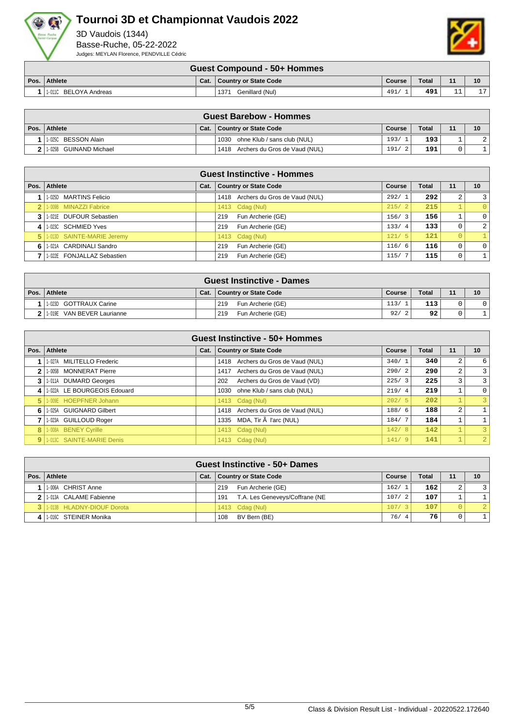# Tournoi 3D et Championnat Vaudois 2022

3D Vaudois (1344)
Basse-Ruche, 05-22-2022
Judges: MEYLAN Florence, PENDVILLE Cédric

| Guest Compound - 50+ Hommes | | | | | | | |
|---|---|---|---|---|---|---|---|
| **Pos.** | **Athlete** | **Cat.** | **Country or State Code** | **Course** | **Total** | **11** | **10** |
| 1 | 1-011C BELOYA Andreas | | 1371 Genillard (Nul) | 491/ 1 | 491 | 11 | 17 |

| Guest Barebow - Hommes | | | | | | | |
|---|---|---|---|---|---|---|---|
| **Pos.** | **Athlete** | **Cat.** | **Country or State Code** | **Course** | **Total** | **11** | **10** |
| 1 | 1-025C BESSON Alain | | 1030 ohne Klub / sans club (NUL) | 193/ 1 | 193 | 1 | 2 |
| 2 | 1-025B GUINAND Michael | | 1418 Archers du Gros de Vaud (NUL) | 191/ 2 | 191 | 0 | 1 |

| Guest Instinctive - Hommes | | | | | | | |
|---|---|---|---|---|---|---|---|
| **Pos.** | **Athlete** | **Cat.** | **Country or State Code** | **Course** | **Total** | **11** | **10** |
| 1 | 1-025D MARTINS Felicio | | 1418 Archers du Gros de Vaud (NUL) | 292/ 1 | 292 | 2 | 3 |
| 2 | 1-009B MINAZZI Fabrice | | 1413 Cdag (Nul) | 215/ 2 | 215 | 1 | 0 |
| 3 | 1-021E DUFOUR Sebastien | | 219 Fun Archerie (GE) | 156/ 3 | 156 | 1 | 0 |
| 4 | 1-023C SCHMIED Yves | | 219 Fun Archerie (GE) | 133/ 4 | 133 | 0 | 2 |
| 5 | 1-013D SAINTE-MARIE Jeremy | | 1413 Cdag (Nul) | 121/ 5 | 121 | 0 | 1 |
| 6 | 1-021A CARDINALI Sandro | | 219 Fun Archerie (GE) | 116/ 6 | 116 | 0 | 0 |
| 7 | 1-022E FONJALLAZ Sebastien | | 219 Fun Archerie (GE) | 115/ 7 | 115 | 0 | 1 |

| Guest Instinctive - Dames | | | | | | | |
|---|---|---|---|---|---|---|---|
| **Pos.** | **Athlete** | **Cat.** | **Country or State Code** | **Course** | **Total** | **11** | **10** |
| 1 | 1-023D GOTTRAUX Carine | | 219 Fun Archerie (GE) | 113/ 1 | 113 | 0 | 0 |
| 2 | 1-019E VAN BEVER Laurianne | | 219 Fun Archerie (GE) | 92/ 2 | 92 | 0 | 1 |

| Guest Instinctive - 50+ Hommes | | | | | | | |
|---|---|---|---|---|---|---|---|
| **Pos.** | **Athlete** | **Cat.** | **Country or State Code** | **Course** | **Total** | **11** | **10** |
| 1 | 1-027A MILITELLO Frederic | | 1418 Archers du Gros de Vaud (NUL) | 340/ 1 | 340 | 2 | 6 |
| 2 | 1-005B MONNERAT Pierre | | 1417 Archers du Gros de Vaud (NUL) | 290/ 2 | 290 | 2 | 3 |
| 3 | 1-011A DUMARD Georges | | 202 Archers du Gros de Vaud (VD) | 225/ 3 | 225 | 3 | 3 |
| 4 | 1-022A LE BOURGEOIS Edouard | | 1030 ohne Klub / sans club (NUL) | 219/ 4 | 219 | 1 | 0 |
| 5 | 1-009E HOEPFNER Johann | | 1413 Cdag (Nul) | 202/ 5 | 202 | 1 | 3 |
| 6 | 1-025A GUIGNARD Gilbert | | 1418 Archers du Gros de Vaud (NUL) | 188/ 6 | 188 | 2 | 1 |
| 7 | 1-023A GUILLOUD Roger | | 1335 MDA, Tir Ã  l'arc (NUL) | 184/ 7 | 184 | 1 | 1 |
| 8 | 1-008A BENEY Cyrille | | 1413 Cdag (Nul) | 142/ 8 | 142 | 1 | 3 |
| 9 | 1-013C SAINTE-MARIE Denis | | 1413 Cdag (Nul) | 141/ 9 | 141 | 1 | 2 |

| Guest Instinctive - 50+ Dames | | | | | | | |
|---|---|---|---|---|---|---|---|
| **Pos.** | **Athlete** | **Cat.** | **Country or State Code** | **Course** | **Total** | **11** | **10** |
| 1 | 1-006A CHRIST Anne | | 219 Fun Archerie (GE) | 162/ 1 | 162 | 2 | 3 |
| 2 | 1-013A CALAME Fabienne | | 191 T.A. Les Geneveys/Coffrane (NE | 107/ 2 | 107 | 1 | 1 |
| 3 | 1-013B HLADNY-DIOUF Dorota | | 1413 Cdag (Nul) | 107/ 3 | 107 | 0 | 2 |
| 4 | 1-016C STEINER Monika | | 108 BV Bern (BE) | 76/ 4 | 76 | 0 | 1 |

Class & Division Result List - Individual - 20220522.172640